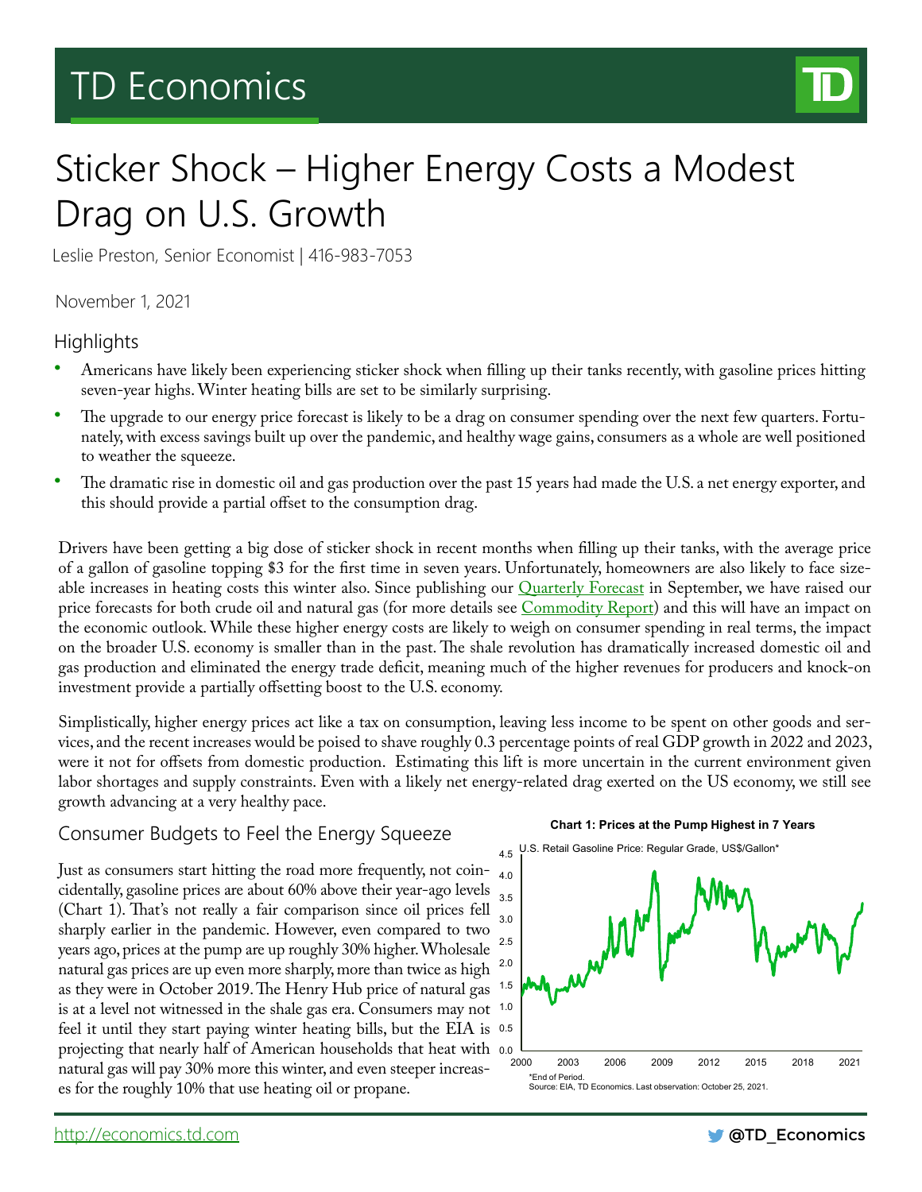# TD Economics

# Sticker Shock – Higher Energy Costs a Modest Drag on U.S. Growth

Leslie Preston, Senior Economist | 416-983-7053

November 1, 2021

## Highlights

- Americans have likely been experiencing sticker shock when filling up their tanks recently, with gasoline prices hitting seven-year highs. Winter heating bills are set to be similarly surprising.
- The upgrade to our energy price forecast is likely to be a drag on consumer spending over the next few quarters. Fortunately, with excess savings built up over the pandemic, and healthy wage gains, consumers as a whole are well positioned to weather the squeeze.
- The dramatic rise in domestic oil and gas production over the past 15 years had made the U.S. a net energy exporter, and this should provide a partial offset to the consumption drag.

Drivers have been getting a big dose of sticker shock in recent months when filling up their tanks, with the average price of a gallon of gasoline topping $3 for the first time in seven years. Unfortunately, homeowners are also likely to face sizeable increases in heating costs this winter also. Since publishing our [Quarterly Forecast]() in September, we have raised our price forecasts for both crude oil and natural gas (for more details see [Commodity Report]()) and this will have an impact on the economic outlook. While these higher energy costs are likely to weigh on consumer spending in real terms, the impact on the broader U.S. economy is smaller than in the past. The shale revolution has dramatically increased domestic oil and gas production and eliminated the energy trade deficit, meaning much of the higher revenues for producers and knock-on investment provide a partially offsetting boost to the U.S. economy.

Simplistically, higher energy prices act like a tax on consumption, leaving less income to be spent on other goods and services, and the recent increases would be poised to shave roughly 0.3 percentage points of real GDP growth in 2022 and 2023, were it not for offsets from domestic production. Estimating this lift is more uncertain in the current environment given labor shortages and supply constraints. Even with a likely net energy-related drag exerted on the US economy, we still see growth advancing at a very healthy pace.

## Consumer Budgets to Feel the Energy Squeeze

Just as consumers start hitting the road more frequently, not coincidentally, gasoline prices are about 60% above their year-ago levels (Chart 1). That's not really a fair comparison since oil prices fell sharply earlier in the pandemic. However, even compared to two years ago, prices at the pump are up roughly 30% higher. Wholesale natural gas prices are up even more sharply, more than twice as high as they were in October 2019. The Henry Hub price of natural gas is at a level not witnessed in the shale gas era. Consumers may not feel it until they start paying winter heating bills, but the EIA is projecting that nearly half of American households that heat with natural gas will pay 30% more this winter, and even steeper increases for the roughly 10% that use heating oil or propane.

**Chart 1: Prices at the Pump Highest in 7 Years**

U.S. Retail Gasoline Price: Regular Grade, US$/Gallon*

*End of Period.
Source: EIA, TD Economics. Last observation: October 25, 2021.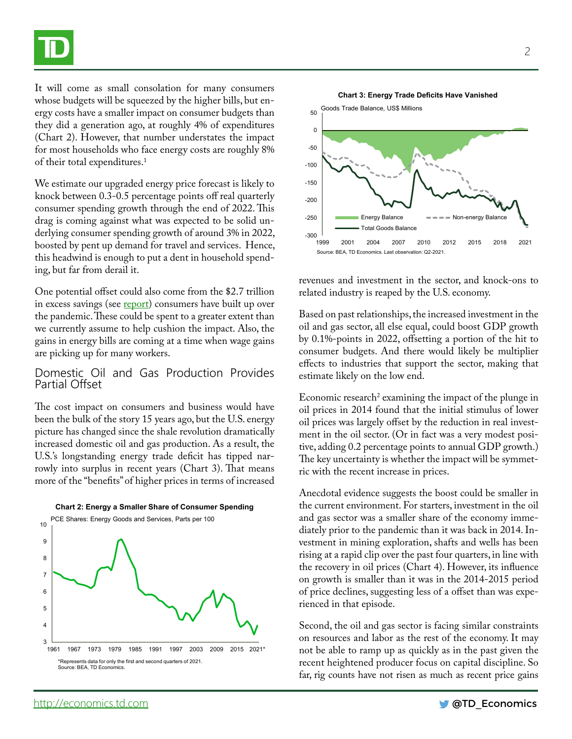It will come as small consolation for many consumers whose budgets will be squeezed by the higher bills, but energy costs have a smaller impact on consumer budgets than they did a generation ago, at roughly 4% of expenditures (Chart 2). However, that number understates the impact for most households who face energy costs are roughly 8% of their total expenditures.[1]

We estimate our upgraded energy price forecast is likely to knock between 0.3-0.5 percentage points off real quarterly consumer spending growth through the end of 2022. This drag is coming against what was expected to be solid underlying consumer spending growth of around 3% in 2022, boosted by pent up demand for travel and services. Hence, this headwind is enough to put a dent in household spending, but far from derail it.

One potential offset could also come from the $2.7 trillion in excess savings (see report) consumers have built up over the pandemic. These could be spent to a greater extent than we currently assume to help cushion the impact. Also, the gains in energy bills are coming at a time when wage gains are picking up for many workers.

## Domestic Oil and Gas Production Provides Partial Offset

The cost impact on consumers and business would have been the bulk of the story 15 years ago, but the U.S. energy picture has changed since the shale revolution dramatically increased domestic oil and gas production. As a result, the U.S.'s longstanding energy trade deficit has tipped narrowly into surplus in recent years (Chart 3). That means more of the "benefits" of higher prices in terms of increased revenues and investment in the sector, and knock-ons to related industry is reaped by the U.S. economy.

**Chart 2: Energy a Smaller Share of Consumer Spending**

PCE Shares: Energy Goods and Services, Parts per 100

*Represents data for only the first and second quarters of 2021.
Source: BEA, TD Economics.

**Chart 3: Energy Trade Deficits Have Vanished**

Goods Trade Balance, US$ Millions

Source: BEA, TD Economics. Last observation: Q2-2021.

Based on past relationships, the increased investment in the oil and gas sector, all else equal, could boost GDP growth by 0.1%-points in 2022, offsetting a portion of the hit to consumer budgets. And there would likely be multiplier effects to industries that support the sector, making that estimate likely on the low end.

Economic research[2] examining the impact of the plunge in oil prices in 2014 found that the initial stimulus of lower oil prices was largely offset by the reduction in real investment in the oil sector. (Or in fact was a very modest positive, adding 0.2 percentage points to annual GDP growth.) The key uncertainty is whether the impact will be symmetric with the recent increase in prices.

Anecdotal evidence suggests the boost could be smaller in the current environment. For starters, investment in the oil and gas sector was a smaller share of the economy immediately prior to the pandemic than it was back in 2014. Investment in mining exploration, shafts and wells has been rising at a rapid clip over the past four quarters, in line with the recovery in oil prices (Chart 4). However, its influence on growth is smaller than it was in the 2014-2015 period of price declines, suggesting less of a offset than was experienced in that episode.

Second, the oil and gas sector is facing similar constraints on resources and labor as the rest of the economy. It may not be able to ramp up as quickly as in the past given the recent heightened producer focus on capital discipline. So far, rig counts have not risen as much as recent price gains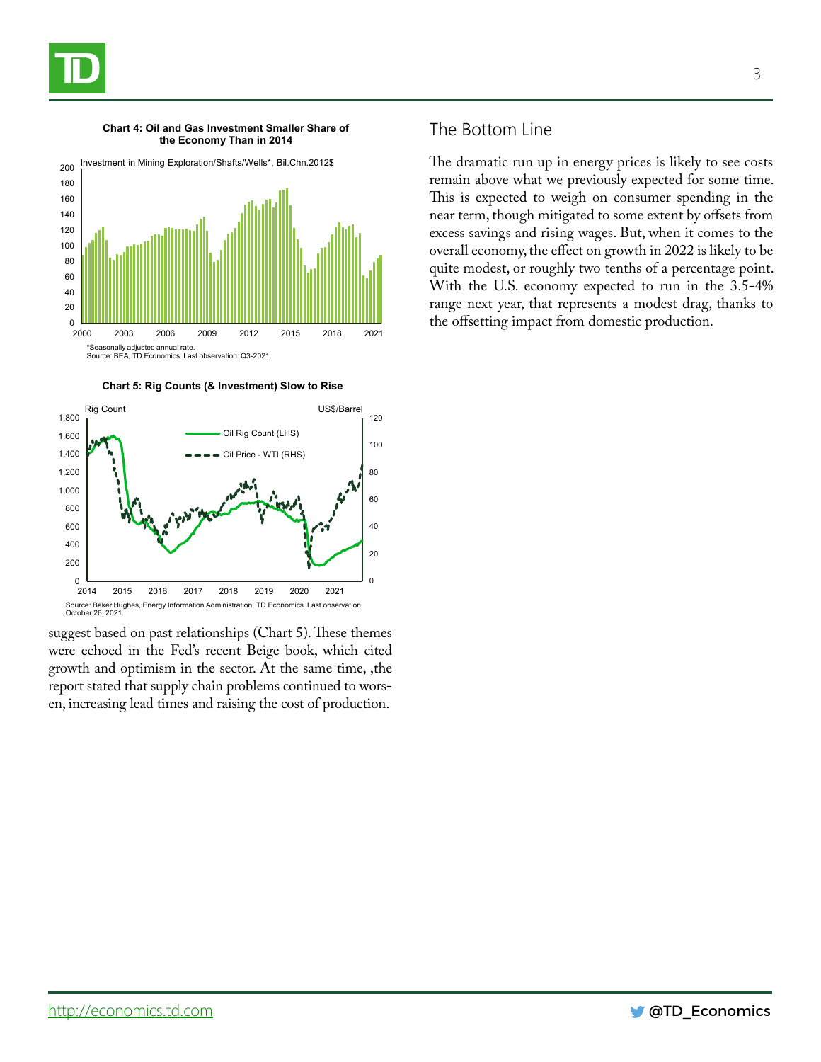**Chart 4: Oil and Gas Investment Smaller Share of the Economy Than in 2014**

*Seasonally adjusted annual rate.
Source: BEA, TD Economics. Last observation: Q3-2021.

**Chart 5: Rig Counts (& Investment) Slow to Rise**

Source: Baker Hughes, Energy Information Administration, TD Economics. Last observation: October 26, 2021.

suggest based on past relationships (Chart 5). These themes were echoed in the Fed's recent Beige book, which cited growth and optimism in the sector. At the same time, ,the report stated that supply chain problems continued to worsen, increasing lead times and raising the cost of production.

## The Bottom Line

The dramatic run up in energy prices is likely to see costs remain above what we previously expected for some time. This is expected to weigh on consumer spending in the near term, though mitigated to some extent by offsets from excess savings and rising wages. But, when it comes to the overall economy, the effect on growth in 2022 is likely to be quite modest, or roughly two tenths of a percentage point. With the U.S. economy expected to run in the 3.5-4% range next year, that represents a modest drag, thanks to the offsetting impact from domestic production.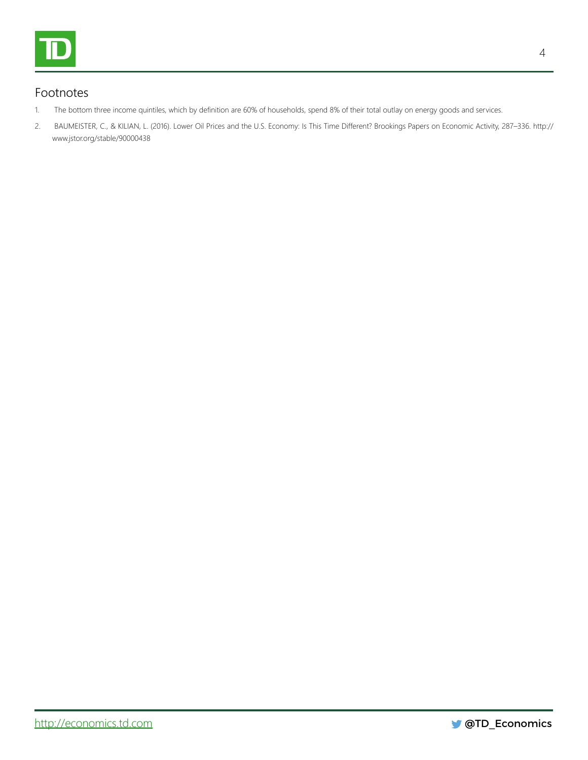## Footnotes

1. The bottom three income quintiles, which by definition are 60% of households, spend 8% of their total outlay on energy goods and services.
2. BAUMEISTER, C., & KILIAN, L. (2016). Lower Oil Prices and the U.S. Economy: Is This Time Different? Brookings Papers on Economic Activity, 287–336. http://www.jstor.org/stable/90000438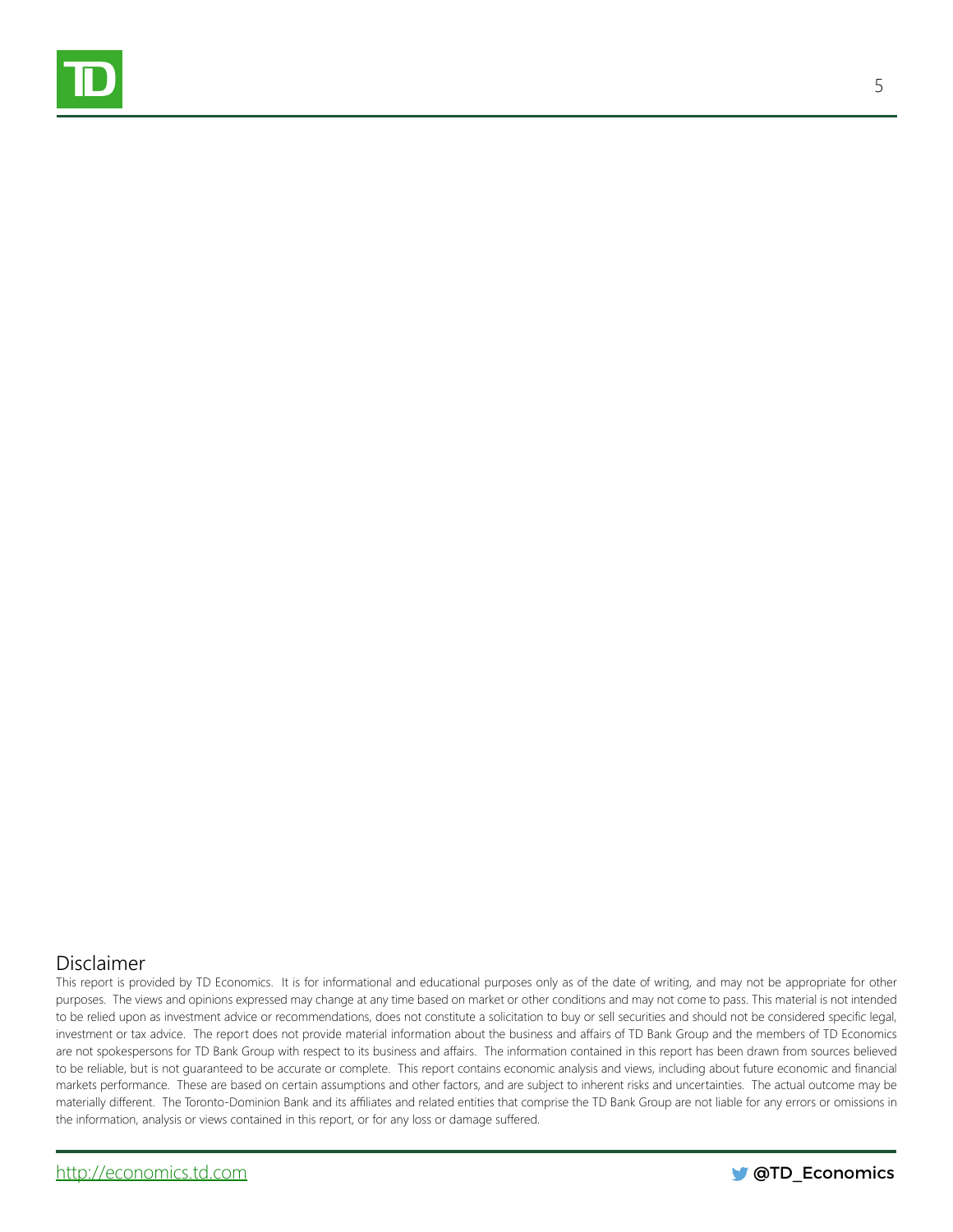## Disclaimer

This report is provided by TD Economics. It is for informational and educational purposes only as of the date of writing, and may not be appropriate for other purposes. The views and opinions expressed may change at any time based on market or other conditions and may not come to pass. This material is not intended to be relied upon as investment advice or recommendations, does not constitute a solicitation to buy or sell securities and should not be considered specific legal, investment or tax advice. The report does not provide material information about the business and affairs of TD Bank Group and the members of TD Economics are not spokespersons for TD Bank Group with respect to its business and affairs. The information contained in this report has been drawn from sources believed to be reliable, but is not guaranteed to be accurate or complete. This report contains economic analysis and views, including about future economic and financial markets performance. These are based on certain assumptions and other factors, and are subject to inherent risks and uncertainties. The actual outcome may be materially different. The Toronto-Dominion Bank and its affiliates and related entities that comprise the TD Bank Group are not liable for any errors or omissions in the information, analysis or views contained in this report, or for any loss or damage suffered.